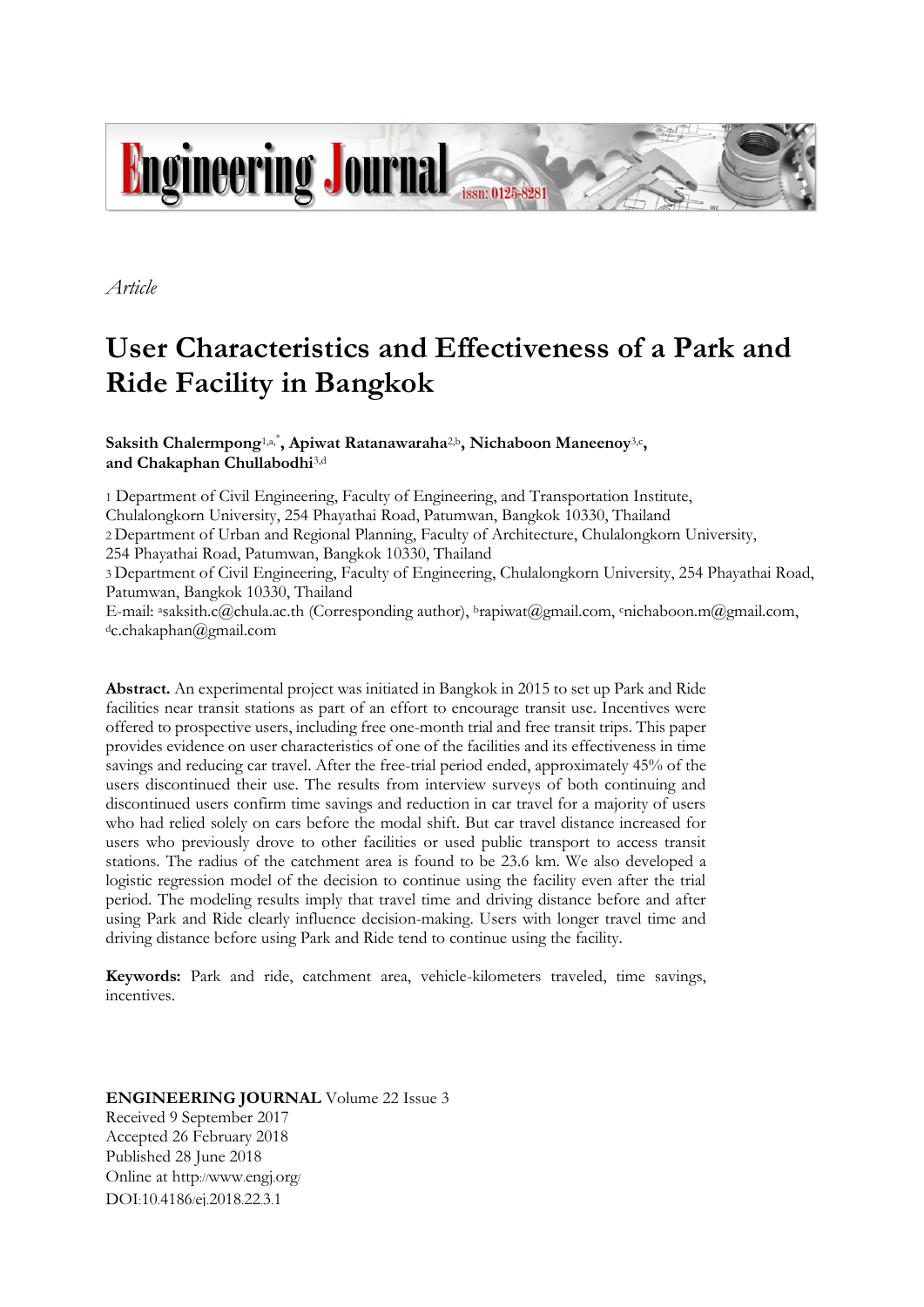*Article*

# User Characteristics and Effectiveness of a Park and Ride Facility in Bangkok

**Saksith Chalermpong**[1,a,*]**, Apiwat Ratanawaraha**[2,b]**, Nichaboon Maneenoy**[3,c]**, and Chakaphan Chullabodhi**[3,d]

[1] Department of Civil Engineering, Faculty of Engineering, and Transportation Institute, Chulalongkorn University, 254 Phayathai Road, Patumwan, Bangkok 10330, Thailand

[2] Department of Urban and Regional Planning, Faculty of Architecture, Chulalongkorn University, 254 Phayathai Road, Patumwan, Bangkok 10330, Thailand

[3] Department of Civil Engineering, Faculty of Engineering, Chulalongkorn University, 254 Phayathai Road, Patumwan, Bangkok 10330, Thailand

E-mail: [a]saksith.c@chula.ac.th (Corresponding author), [b]rapiwat@gmail.com, [c]nichaboon.m@gmail.com, [d]c.chakaphan@gmail.com

**Abstract.** An experimental project was initiated in Bangkok in 2015 to set up Park and Ride facilities near transit stations as part of an effort to encourage transit use. Incentives were offered to prospective users, including free one-month trial and free transit trips. This paper provides evidence on user characteristics of one of the facilities and its effectiveness in time savings and reducing car travel. After the free-trial period ended, approximately 45% of the users discontinued their use. The results from interview surveys of both continuing and discontinued users confirm time savings and reduction in car travel for a majority of users who had relied solely on cars before the modal shift. But car travel distance increased for users who previously drove to other facilities or used public transport to access transit stations. The radius of the catchment area is found to be 23.6 km. We also developed a logistic regression model of the decision to continue using the facility even after the trial period. The modeling results imply that travel time and driving distance before and after using Park and Ride clearly influence decision-making. Users with longer travel time and driving distance before using Park and Ride tend to continue using the facility.

**Keywords:** Park and ride, catchment area, vehicle-kilometers traveled, time savings, incentives.

**ENGINEERING JOURNAL** Volume 22 Issue 3
Received 9 September 2017
Accepted 26 February 2018
Published 28 June 2018
Online at http://www.engj.org/
DOI:10.4186/ej.2018.22.3.1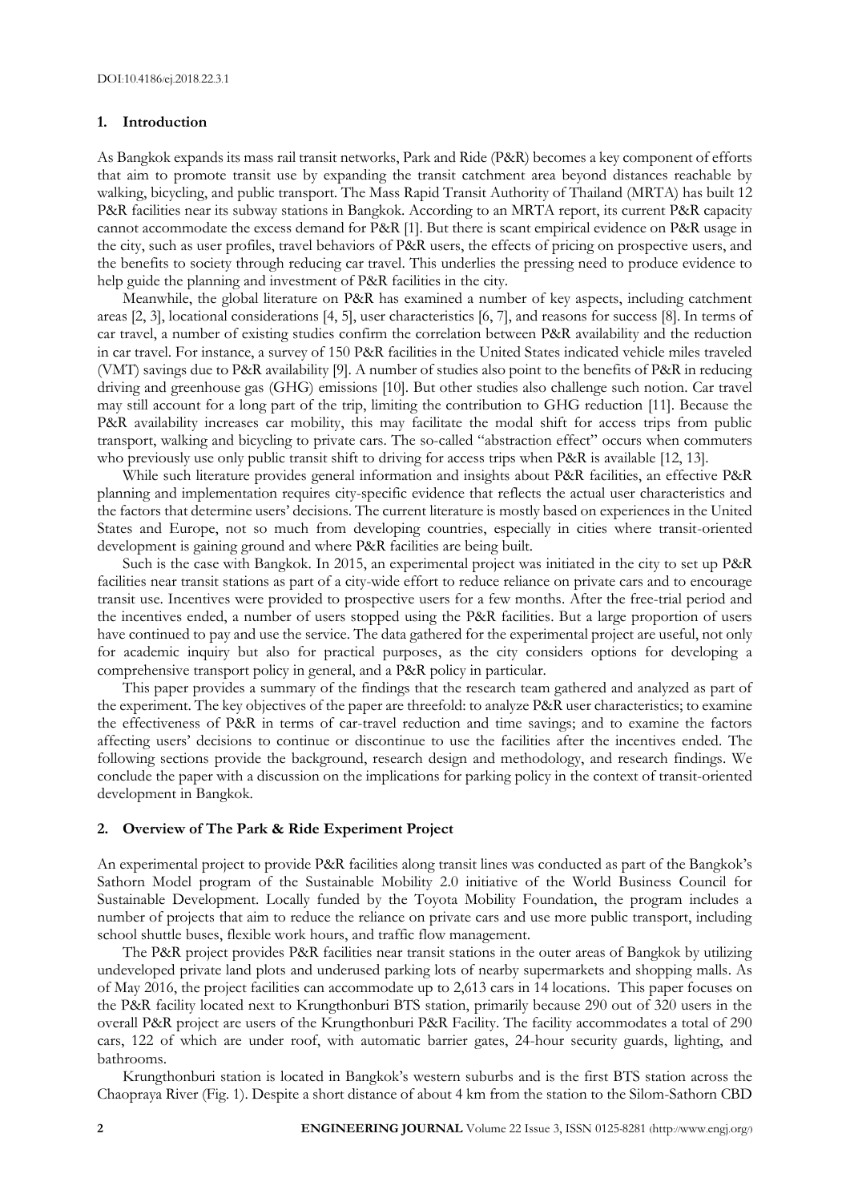## 1. Introduction

As Bangkok expands its mass rail transit networks, Park and Ride (P&R) becomes a key component of efforts that aim to promote transit use by expanding the transit catchment area beyond distances reachable by walking, bicycling, and public transport. The Mass Rapid Transit Authority of Thailand (MRTA) has built 12 P&R facilities near its subway stations in Bangkok. According to an MRTA report, its current P&R capacity cannot accommodate the excess demand for P&R [1]. But there is scant empirical evidence on P&R usage in the city, such as user profiles, travel behaviors of P&R users, the effects of pricing on prospective users, and the benefits to society through reducing car travel. This underlies the pressing need to produce evidence to help guide the planning and investment of P&R facilities in the city.

Meanwhile, the global literature on P&R has examined a number of key aspects, including catchment areas [2, 3], locational considerations [4, 5], user characteristics [6, 7], and reasons for success [8]. In terms of car travel, a number of existing studies confirm the correlation between P&R availability and the reduction in car travel. For instance, a survey of 150 P&R facilities in the United States indicated vehicle miles traveled (VMT) savings due to P&R availability [9]. A number of studies also point to the benefits of P&R in reducing driving and greenhouse gas (GHG) emissions [10]. But other studies also challenge such notion. Car travel may still account for a long part of the trip, limiting the contribution to GHG reduction [11]. Because the P&R availability increases car mobility, this may facilitate the modal shift for access trips from public transport, walking and bicycling to private cars. The so-called "abstraction effect" occurs when commuters who previously use only public transit shift to driving for access trips when P&R is available [12, 13].

While such literature provides general information and insights about P&R facilities, an effective P&R planning and implementation requires city-specific evidence that reflects the actual user characteristics and the factors that determine users' decisions. The current literature is mostly based on experiences in the United States and Europe, not so much from developing countries, especially in cities where transit-oriented development is gaining ground and where P&R facilities are being built.

Such is the case with Bangkok. In 2015, an experimental project was initiated in the city to set up P&R facilities near transit stations as part of a city-wide effort to reduce reliance on private cars and to encourage transit use. Incentives were provided to prospective users for a few months. After the free-trial period and the incentives ended, a number of users stopped using the P&R facilities. But a large proportion of users have continued to pay and use the service. The data gathered for the experimental project are useful, not only for academic inquiry but also for practical purposes, as the city considers options for developing a comprehensive transport policy in general, and a P&R policy in particular.

This paper provides a summary of the findings that the research team gathered and analyzed as part of the experiment. The key objectives of the paper are threefold: to analyze P&R user characteristics; to examine the effectiveness of P&R in terms of car-travel reduction and time savings; and to examine the factors affecting users' decisions to continue or discontinue to use the facilities after the incentives ended. The following sections provide the background, research design and methodology, and research findings. We conclude the paper with a discussion on the implications for parking policy in the context of transit-oriented development in Bangkok.

## 2. Overview of The Park & Ride Experiment Project

An experimental project to provide P&R facilities along transit lines was conducted as part of the Bangkok's Sathorn Model program of the Sustainable Mobility 2.0 initiative of the World Business Council for Sustainable Development. Locally funded by the Toyota Mobility Foundation, the program includes a number of projects that aim to reduce the reliance on private cars and use more public transport, including school shuttle buses, flexible work hours, and traffic flow management.

The P&R project provides P&R facilities near transit stations in the outer areas of Bangkok by utilizing undeveloped private land plots and underused parking lots of nearby supermarkets and shopping malls. As of May 2016, the project facilities can accommodate up to 2,613 cars in 14 locations. This paper focuses on the P&R facility located next to Krungthonburi BTS station, primarily because 290 out of 320 users in the overall P&R project are users of the Krungthonburi P&R Facility. The facility accommodates a total of 290 cars, 122 of which are under roof, with automatic barrier gates, 24-hour security guards, lighting, and bathrooms.

Krungthonburi station is located in Bangkok's western suburbs and is the first BTS station across the Chaopraya River (Fig. 1). Despite a short distance of about 4 km from the station to the Silom-Sathorn CBD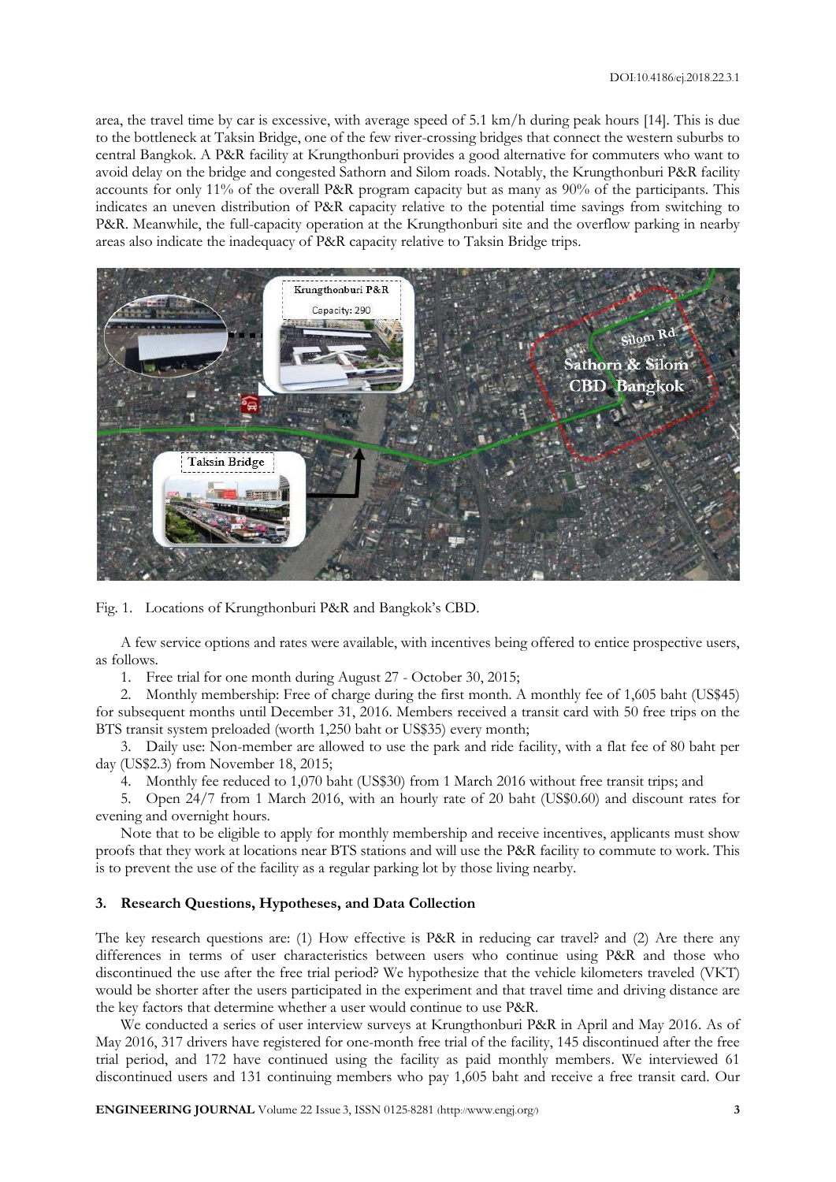area, the travel time by car is excessive, with average speed of 5.1 km/h during peak hours [14]. This is due to the bottleneck at Taksin Bridge, one of the few river-crossing bridges that connect the western suburbs to central Bangkok. A P&R facility at Krungthonburi provides a good alternative for commuters who want to avoid delay on the bridge and congested Sathorn and Silom roads. Notably, the Krungthonburi P&R facility accounts for only 11% of the overall P&R program capacity but as many as 90% of the participants. This indicates an uneven distribution of P&R capacity relative to the potential time savings from switching to P&R. Meanwhile, the full-capacity operation at the Krungthonburi site and the overflow parking in nearby areas also indicate the inadequacy of P&R capacity relative to Taksin Bridge trips.

Fig. 1. Locations of Krungthonburi P&R and Bangkok's CBD.

A few service options and rates were available, with incentives being offered to entice prospective users, as follows.

1. Free trial for one month during August 27 - October 30, 2015;
2. Monthly membership: Free of charge during the first month. A monthly fee of 1,605 baht (US$45) for subsequent months until December 31, 2016. Members received a transit card with 50 free trips on the BTS transit system preloaded (worth 1,250 baht or US$35) every month;
3. Daily use: Non-member are allowed to use the park and ride facility, with a flat fee of 80 baht per day (US$2.3) from November 18, 2015;
4. Monthly fee reduced to 1,070 baht (US$30) from 1 March 2016 without free transit trips; and
5. Open 24/7 from 1 March 2016, with an hourly rate of 20 baht (US$0.60) and discount rates for evening and overnight hours.

Note that to be eligible to apply for monthly membership and receive incentives, applicants must show proofs that they work at locations near BTS stations and will use the P&R facility to commute to work. This is to prevent the use of the facility as a regular parking lot by those living nearby.

## 3. Research Questions, Hypotheses, and Data Collection

The key research questions are: (1) How effective is P&R in reducing car travel? and (2) Are there any differences in terms of user characteristics between users who continue using P&R and those who discontinued the use after the free trial period? We hypothesize that the vehicle kilometers traveled (VKT) would be shorter after the users participated in the experiment and that travel time and driving distance are the key factors that determine whether a user would continue to use P&R.

We conducted a series of user interview surveys at Krungthonburi P&R in April and May 2016. As of May 2016, 317 drivers have registered for one-month free trial of the facility, 145 discontinued after the free trial period, and 172 have continued using the facility as paid monthly members. We interviewed 61 discontinued users and 131 continuing members who pay 1,605 baht and receive a free transit card. Our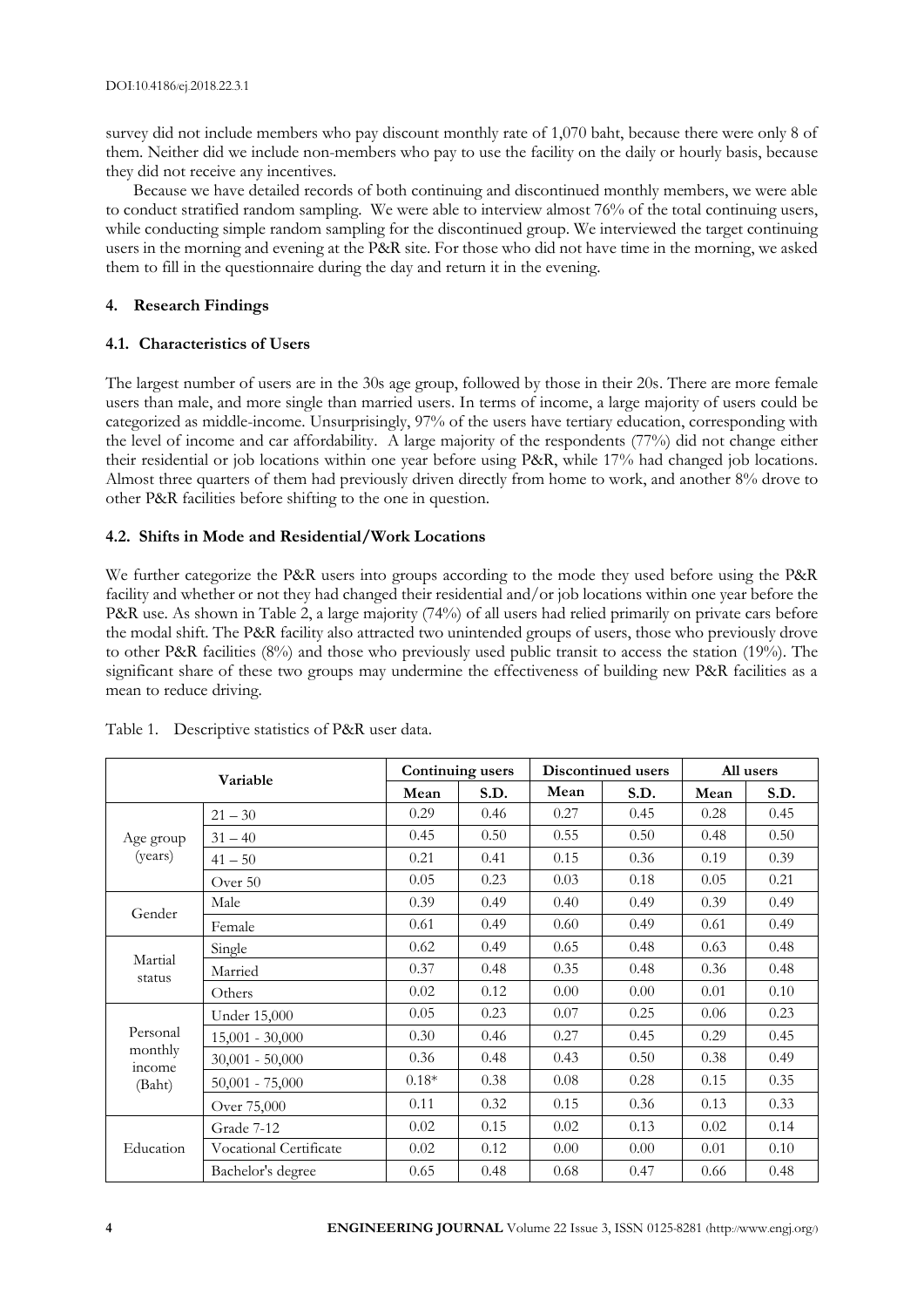survey did not include members who pay discount monthly rate of 1,070 baht, because there were only 8 of them. Neither did we include non-members who pay to use the facility on the daily or hourly basis, because they did not receive any incentives.

Because we have detailed records of both continuing and discontinued monthly members, we were able to conduct stratified random sampling. We were able to interview almost 76% of the total continuing users, while conducting simple random sampling for the discontinued group. We interviewed the target continuing users in the morning and evening at the P&R site. For those who did not have time in the morning, we asked them to fill in the questionnaire during the day and return it in the evening.

## 4. Research Findings

### 4.1. Characteristics of Users

The largest number of users are in the 30s age group, followed by those in their 20s. There are more female users than male, and more single than married users. In terms of income, a large majority of users could be categorized as middle-income. Unsurprisingly, 97% of the users have tertiary education, corresponding with the level of income and car affordability. A large majority of the respondents (77%) did not change either their residential or job locations within one year before using P&R, while 17% had changed job locations. Almost three quarters of them had previously driven directly from home to work, and another 8% drove to other P&R facilities before shifting to the one in question.

### 4.2. Shifts in Mode and Residential/Work Locations

We further categorize the P&R users into groups according to the mode they used before using the P&R facility and whether or not they had changed their residential and/or job locations within one year before the P&R use. As shown in Table 2, a large majority (74%) of all users had relied primarily on private cars before the modal shift. The P&R facility also attracted two unintended groups of users, those who previously drove to other P&R facilities (8%) and those who previously used public transit to access the station (19%). The significant share of these two groups may undermine the effectiveness of building new P&R facilities as a mean to reduce driving.

Table 1. Descriptive statistics of P&R user data.

| Variable | | Continuing users | | Discontinued users | | All users | |
|---|---|---|---|---|---|---|---|
| | | Mean | S.D. | Mean | S.D. | Mean | S.D. |
| Age group (years) | 21 – 30 | 0.29 | 0.46 | 0.27 | 0.45 | 0.28 | 0.45 |
| | 31 – 40 | 0.45 | 0.50 | 0.55 | 0.50 | 0.48 | 0.50 |
| | 41 – 50 | 0.21 | 0.41 | 0.15 | 0.36 | 0.19 | 0.39 |
| | Over 50 | 0.05 | 0.23 | 0.03 | 0.18 | 0.05 | 0.21 |
| Gender | Male | 0.39 | 0.49 | 0.40 | 0.49 | 0.39 | 0.49 |
| | Female | 0.61 | 0.49 | 0.60 | 0.49 | 0.61 | 0.49 |
| Martial status | Single | 0.62 | 0.49 | 0.65 | 0.48 | 0.63 | 0.48 |
| | Married | 0.37 | 0.48 | 0.35 | 0.48 | 0.36 | 0.48 |
| | Others | 0.02 | 0.12 | 0.00 | 0.00 | 0.01 | 0.10 |
| Personal monthly income (Baht) | Under 15,000 | 0.05 | 0.23 | 0.07 | 0.25 | 0.06 | 0.23 |
| | 15,001 - 30,000 | 0.30 | 0.46 | 0.27 | 0.45 | 0.29 | 0.45 |
| | 30,001 - 50,000 | 0.36 | 0.48 | 0.43 | 0.50 | 0.38 | 0.49 |
| | 50,001 - 75,000 | 0.18* | 0.38 | 0.08 | 0.28 | 0.15 | 0.35 |
| | Over 75,000 | 0.11 | 0.32 | 0.15 | 0.36 | 0.13 | 0.33 |
| Education | Grade 7-12 | 0.02 | 0.15 | 0.02 | 0.13 | 0.02 | 0.14 |
| | Vocational Certificate | 0.02 | 0.12 | 0.00 | 0.00 | 0.01 | 0.10 |
| | Bachelor's degree | 0.65 | 0.48 | 0.68 | 0.47 | 0.66 | 0.48 |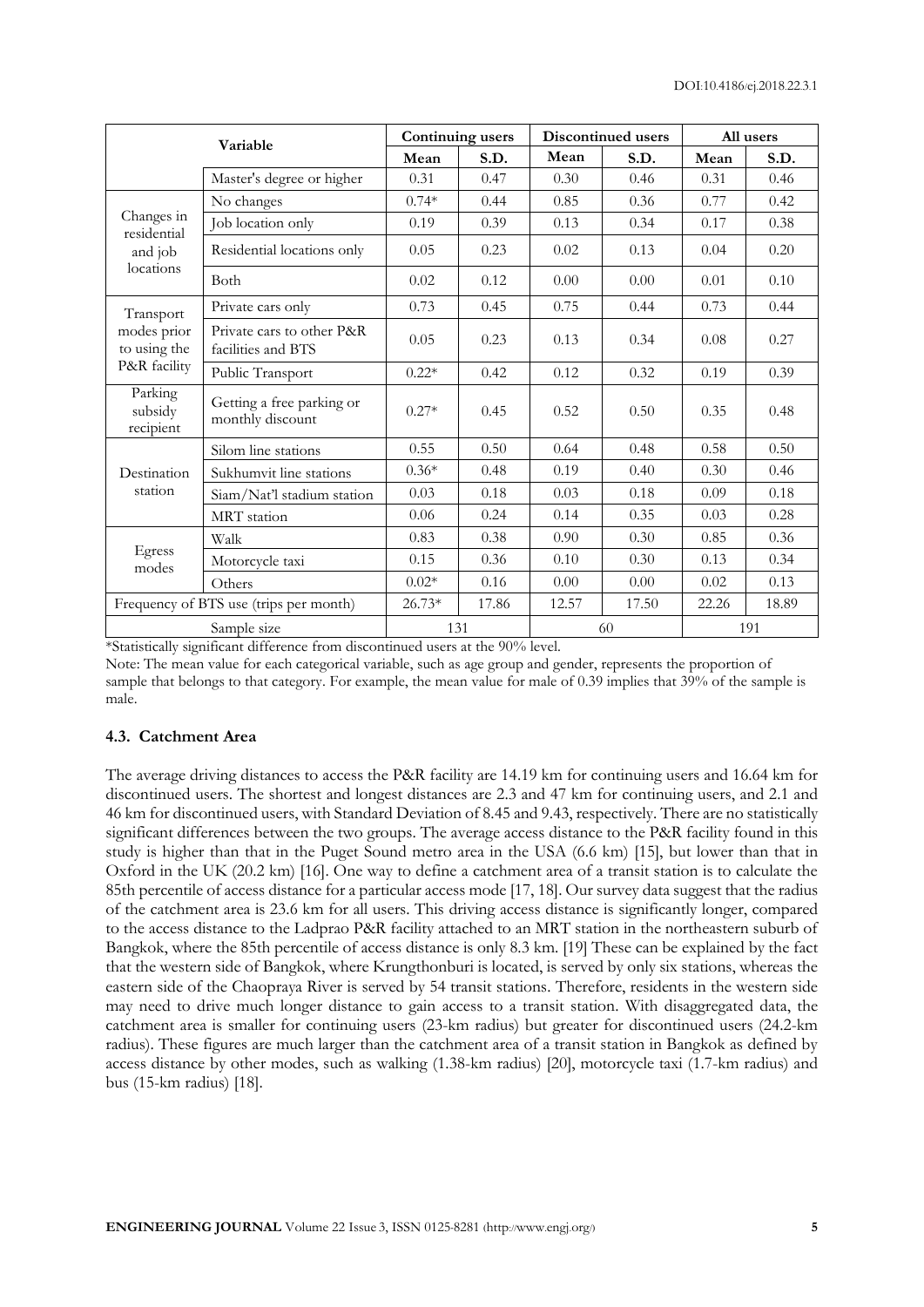| Variable | | Continuing users | | Discontinued users | | All users | |
|---|---|---|---|---|---|---|---|
| | | Mean | S.D. | Mean | S.D. | Mean | S.D. |
| | Master's degree or higher | 0.31 | 0.47 | 0.30 | 0.46 | 0.31 | 0.46 |
| Changes in residential and job locations | No changes | 0.74* | 0.44 | 0.85 | 0.36 | 0.77 | 0.42 |
| | Job location only | 0.19 | 0.39 | 0.13 | 0.34 | 0.17 | 0.38 |
| | Residential locations only | 0.05 | 0.23 | 0.02 | 0.13 | 0.04 | 0.20 |
| | Both | 0.02 | 0.12 | 0.00 | 0.00 | 0.01 | 0.10 |
| Transport modes prior to using the P&R facility | Private cars only | 0.73 | 0.45 | 0.75 | 0.44 | 0.73 | 0.44 |
| | Private cars to other P&R facilities and BTS | 0.05 | 0.23 | 0.13 | 0.34 | 0.08 | 0.27 |
| | Public Transport | 0.22* | 0.42 | 0.12 | 0.32 | 0.19 | 0.39 |
| Parking subsidy recipient | Getting a free parking or monthly discount | 0.27* | 0.45 | 0.52 | 0.50 | 0.35 | 0.48 |
| Destination station | Silom line stations | 0.55 | 0.50 | 0.64 | 0.48 | 0.58 | 0.50 |
| | Sukhumvit line stations | 0.36* | 0.48 | 0.19 | 0.40 | 0.30 | 0.46 |
| | Siam/Nat'l stadium station | 0.03 | 0.18 | 0.03 | 0.18 | 0.09 | 0.18 |
| | MRT station | 0.06 | 0.24 | 0.14 | 0.35 | 0.03 | 0.28 |
| Egress modes | Walk | 0.83 | 0.38 | 0.90 | 0.30 | 0.85 | 0.36 |
| | Motorcycle taxi | 0.15 | 0.36 | 0.10 | 0.30 | 0.13 | 0.34 |
| | Others | 0.02* | 0.16 | 0.00 | 0.00 | 0.02 | 0.13 |
| Frequency of BTS use (trips per month) | | 26.73* | 17.86 | 12.57 | 17.50 | 22.26 | 18.89 |
| Sample size | | 131 | | 60 | | 191 | |

*Statistically significant difference from discontinued users at the 90% level.

Note: The mean value for each categorical variable, such as age group and gender, represents the proportion of sample that belongs to that category. For example, the mean value for male of 0.39 implies that 39% of the sample is male.

### 4.3. Catchment Area

The average driving distances to access the P&R facility are 14.19 km for continuing users and 16.64 km for discontinued users. The shortest and longest distances are 2.3 and 47 km for continuing users, and 2.1 and 46 km for discontinued users, with Standard Deviation of 8.45 and 9.43, respectively. There are no statistically significant differences between the two groups. The average access distance to the P&R facility found in this study is higher than that in the Puget Sound metro area in the USA (6.6 km) [15], but lower than that in Oxford in the UK (20.2 km) [16]. One way to define a catchment area of a transit station is to calculate the 85th percentile of access distance for a particular access mode [17, 18]. Our survey data suggest that the radius of the catchment area is 23.6 km for all users. This driving access distance is significantly longer, compared to the access distance to the Ladprao P&R facility attached to an MRT station in the northeastern suburb of Bangkok, where the 85th percentile of access distance is only 8.3 km. [19] These can be explained by the fact that the western side of Bangkok, where Krungthonburi is located, is served by only six stations, whereas the eastern side of the Chaopraya River is served by 54 transit stations. Therefore, residents in the western side may need to drive much longer distance to gain access to a transit station. With disaggregated data, the catchment area is smaller for continuing users (23-km radius) but greater for discontinued users (24.2-km radius). These figures are much larger than the catchment area of a transit station in Bangkok as defined by access distance by other modes, such as walking (1.38-km radius) [20], motorcycle taxi (1.7-km radius) and bus (15-km radius) [18].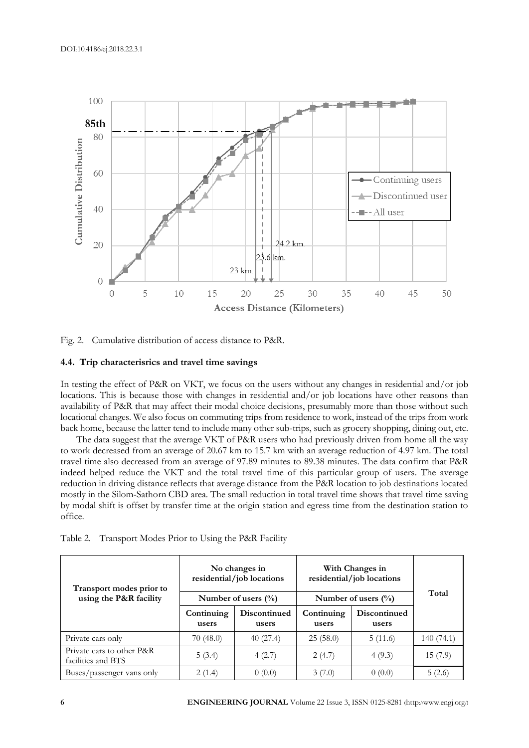Fig. 2. Cumulative distribution of access distance to P&R.

### 4.4. Trip characterisrics and travel time savings

In testing the effect of P&R on VKT, we focus on the users without any changes in residential and/or job locations. This is because those with changes in residential and/or job locations have other reasons than availability of P&R that may affect their modal choice decisions, presumably more than those without such locational changes. We also focus on commuting trips from residence to work, instead of the trips from work back home, because the latter tend to include many other sub-trips, such as grocery shopping, dining out, etc.

The data suggest that the average VKT of P&R users who had previously driven from home all the way to work decreased from an average of 20.67 km to 15.7 km with an average reduction of 4.97 km. The total travel time also decreased from an average of 97.89 minutes to 89.38 minutes. The data confirm that P&R indeed helped reduce the VKT and the total travel time of this particular group of users. The average reduction in driving distance reflects that average distance from the P&R location to job destinations located mostly in the Silom-Sathorn CBD area. The small reduction in total travel time shows that travel time saving by modal shift is offset by transfer time at the origin station and egress time from the destination station to office.

Table 2. Transport Modes Prior to Using the P&R Facility

| Transport modes prior to using the P&R facility | No changes in residential/job locations | | With Changes in residential/job locations | | Total |
|---|---|---|---|---|---|
| | Number of users (%) | | Number of users (%) | | |
| | Continuing users | Discontinued users | Continuing users | Discontinued users | |
| Private cars only | 70 (48.0) | 40 (27.4) | 25 (58.0) | 5 (11.6) | 140 (74.1) |
| Private cars to other P&R facilities and BTS | 5 (3.4) | 4 (2.7) | 2 (4.7) | 4 (9.3) | 15 (7.9) |
| Buses/passenger vans only | 2 (1.4) | 0 (0.0) | 3 (7.0) | 0 (0.0) | 5 (2.6) |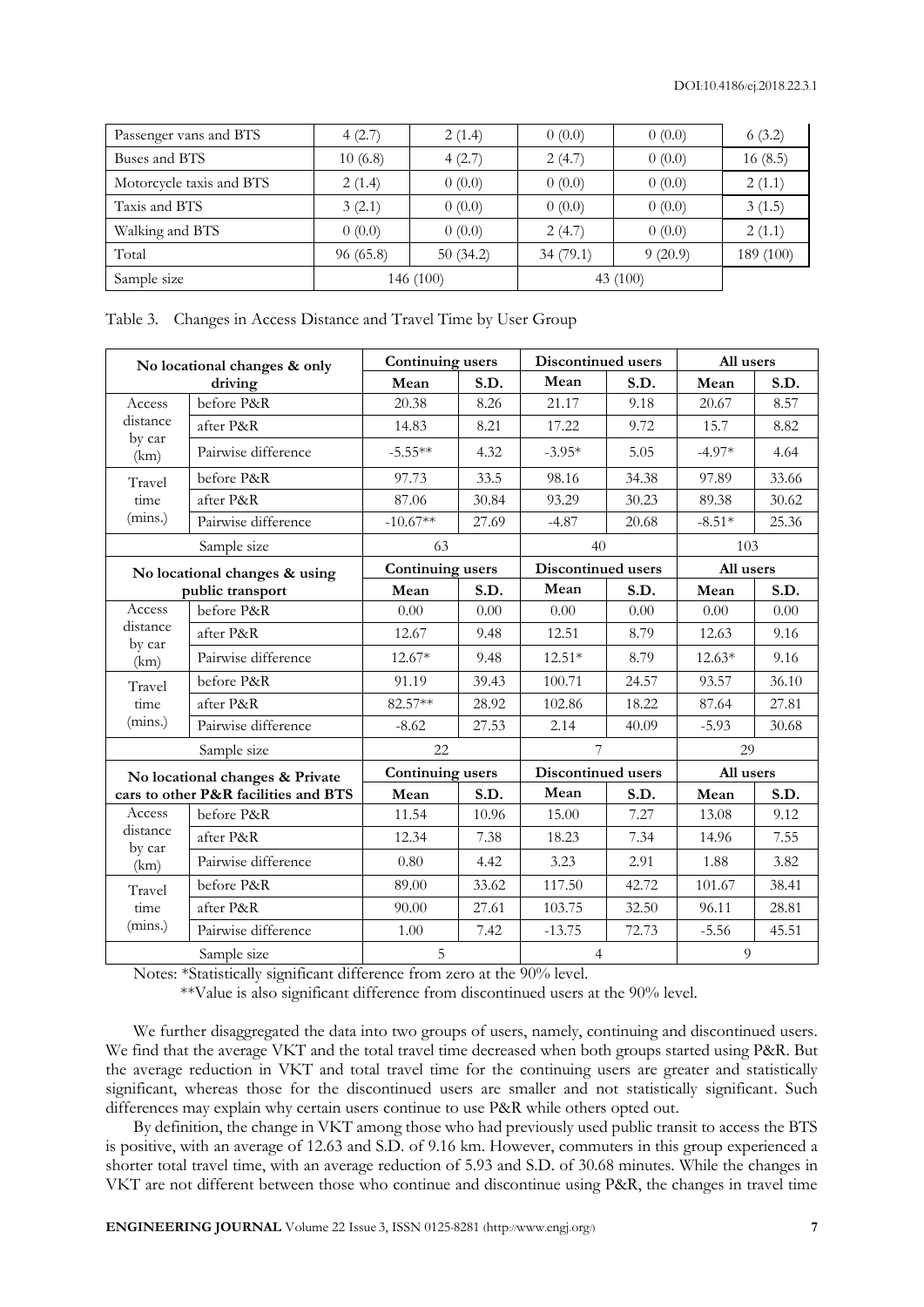| Passenger vans and BTS | 4 (2.7) | 2 (1.4) | 0 (0.0) | 0 (0.0) | 6 (3.2) |
|---|---|---|---|---|---|
| Buses and BTS | 10 (6.8) | 4 (2.7) | 2 (4.7) | 0 (0.0) | 16 (8.5) |
| Motorcycle taxis and BTS | 2 (1.4) | 0 (0.0) | 0 (0.0) | 0 (0.0) | 2 (1.1) |
| Taxis and BTS | 3 (2.1) | 0 (0.0) | 0 (0.0) | 0 (0.0) | 3 (1.5) |
| Walking and BTS | 0 (0.0) | 0 (0.0) | 2 (4.7) | 0 (0.0) | 2 (1.1) |
| Total | 96 (65.8) | 50 (34.2) | 34 (79.1) | 9 (20.9) | 189 (100) |
| Sample size | 146 (100) | | 43 (100) | | |

Table 3. Changes in Access Distance and Travel Time by User Group

| No locational changes & only driving | | Continuing users | | Discontinued users | | All users | |
|---|---|---|---|---|---|---|---|
| | | Mean | S.D. | Mean | S.D. | Mean | S.D. |
| Access distance by car (km) | before P&R | 20.38 | 8.26 | 21.17 | 9.18 | 20.67 | 8.57 |
| | after P&R | 14.83 | 8.21 | 17.22 | 9.72 | 15.7 | 8.82 |
| | Pairwise difference | -5.55** | 4.32 | -3.95* | 5.05 | -4.97* | 4.64 |
| Travel time (mins.) | before P&R | 97.73 | 33.5 | 98.16 | 34.38 | 97.89 | 33.66 |
| | after P&R | 87.06 | 30.84 | 93.29 | 30.23 | 89.38 | 30.62 |
| | Pairwise difference | -10.67** | 27.69 | -4.87 | 20.68 | -8.51* | 25.36 |
| Sample size | | 63 | | 40 | | 103 | |
| **No locational changes & using public transport** | | **Continuing users** | | **Discontinued users** | | **All users** | |
| | | Mean | S.D. | Mean | S.D. | Mean | S.D. |
| Access distance by car (km) | before P&R | 0.00 | 0.00 | 0.00 | 0.00 | 0.00 | 0.00 |
| | after P&R | 12.67 | 9.48 | 12.51 | 8.79 | 12.63 | 9.16 |
| | Pairwise difference | 12.67* | 9.48 | 12.51* | 8.79 | 12.63* | 9.16 |
| Travel time (mins.) | before P&R | 91.19 | 39.43 | 100.71 | 24.57 | 93.57 | 36.10 |
| | after P&R | 82.57** | 28.92 | 102.86 | 18.22 | 87.64 | 27.81 |
| | Pairwise difference | -8.62 | 27.53 | 2.14 | 40.09 | -5.93 | 30.68 |
| Sample size | | 22 | | 7 | | 29 | |
| **No locational changes & Private cars to other P&R facilities and BTS** | | **Continuing users** | | **Discontinued users** | | **All users** | |
| | | Mean | S.D. | Mean | S.D. | Mean | S.D. |
| Access distance by car (km) | before P&R | 11.54 | 10.96 | 15.00 | 7.27 | 13.08 | 9.12 |
| | after P&R | 12.34 | 7.38 | 18.23 | 7.34 | 14.96 | 7.55 |
| | Pairwise difference | 0.80 | 4.42 | 3.23 | 2.91 | 1.88 | 3.82 |
| Travel time (mins.) | before P&R | 89.00 | 33.62 | 117.50 | 42.72 | 101.67 | 38.41 |
| | after P&R | 90.00 | 27.61 | 103.75 | 32.50 | 96.11 | 28.81 |
| | Pairwise difference | 1.00 | 7.42 | -13.75 | 72.73 | -5.56 | 45.51 |
| Sample size | | 5 | | 4 | | 9 | |

Notes: *Statistically significant difference from zero at the 90% level.
**Value is also significant difference from discontinued users at the 90% level.

We further disaggregated the data into two groups of users, namely, continuing and discontinued users. We find that the average VKT and the total travel time decreased when both groups started using P&R. But the average reduction in VKT and total travel time for the continuing users are greater and statistically significant, whereas those for the discontinued users are smaller and not statistically significant. Such differences may explain why certain users continue to use P&R while others opted out.

By definition, the change in VKT among those who had previously used public transit to access the BTS is positive, with an average of 12.63 and S.D. of 9.16 km. However, commuters in this group experienced a shorter total travel time, with an average reduction of 5.93 and S.D. of 30.68 minutes. While the changes in VKT are not different between those who continue and discontinue using P&R, the changes in travel time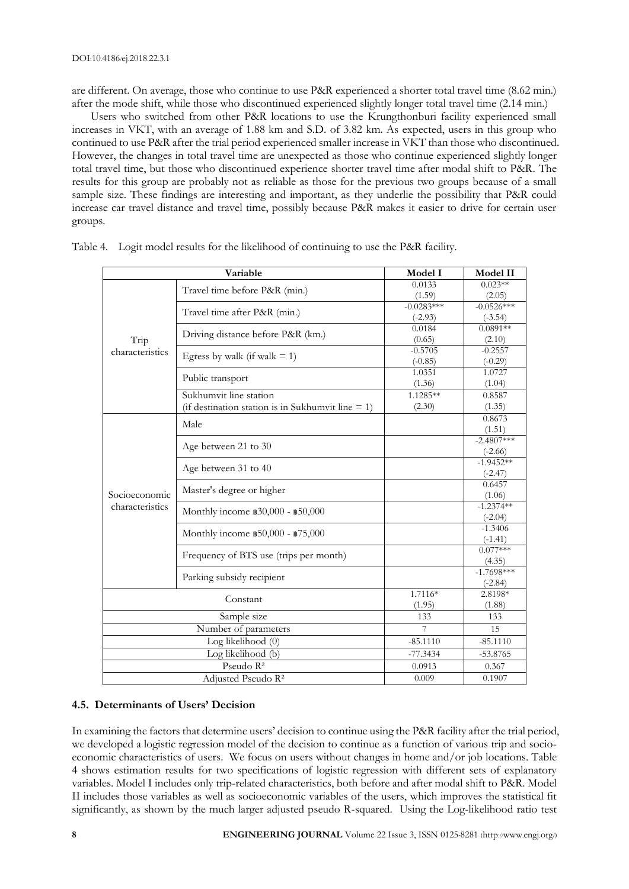are different. On average, those who continue to use P&R experienced a shorter total travel time (8.62 min.) after the mode shift, while those who discontinued experienced slightly longer total travel time (2.14 min.)

Users who switched from other P&R locations to use the Krungthonburi facility experienced small increases in VKT, with an average of 1.88 km and S.D. of 3.82 km. As expected, users in this group who continued to use P&R after the trial period experienced smaller increase in VKT than those who discontinued. However, the changes in total travel time are unexpected as those who continue experienced slightly longer total travel time, but those who discontinued experience shorter travel time after modal shift to P&R. The results for this group are probably not as reliable as those for the previous two groups because of a small sample size. These findings are interesting and important, as they underlie the possibility that P&R could increase car travel distance and travel time, possibly because P&R makes it easier to drive for certain user groups.

Table 4. Logit model results for the likelihood of continuing to use the P&R facility.

| Variable | | Model I | Model II |
|---|---|---|---|
| Trip characteristics | Travel time before P&R (min.) | 0.0133 (1.59) | 0.023** (2.05) |
| | Travel time after P&R (min.) | -0.0283*** (-2.93) | -0.0526*** (-3.54) |
| | Driving distance before P&R (km.) | 0.0184 (0.65) | 0.0891** (2.10) |
| | Egress by walk (if walk = 1) | -0.5705 (-0.85) | -0.2557 (-0.29) |
| | Public transport | 1.0351 (1.36) | 1.0727 (1.04) |
| | Sukhumvit line station (if destination station is in Sukhumvit line = 1) | 1.1285** (2.30) | 0.8587 (1.35) |
| Socioeconomic characteristics | Male | | 0.8673 (1.51) |
| | Age between 21 to 30 | | -2.4807*** (-2.66) |
| | Age between 31 to 40 | | -1.9452** (-2.47) |
| | Master's degree or higher | | 0.6457 (1.06) |
| | Monthly income ฿30,000 - ฿50,000 | | -1.2374** (-2.04) |
| | Monthly income ฿50,000 - ฿75,000 | | -1.3406 (-1.41) |
| | Frequency of BTS use (trips per month) | | 0.077*** (4.35) |
| | Parking subsidy recipient | | -1.7698*** (-2.84) |
| Constant | | 1.7116* (1.95) | 2.8198* (1.88) |
| Sample size | | 133 | 133 |
| Number of parameters | | 7 | 15 |
| Log likelihood (0) | | -85.1110 | -85.1110 |
| Log likelihood (b) | | -77.3434 | -53.8765 |
| Pseudo $R^2$ | | 0.0913 | 0.367 |
| Adjusted Pseudo $R^2$ | | 0.009 | 0.1907 |

### 4.5. Determinants of Users' Decision

In examining the factors that determine users' decision to continue using the P&R facility after the trial period, we developed a logistic regression model of the decision to continue as a function of various trip and socio-economic characteristics of users. We focus on users without changes in home and/or job locations. Table 4 shows estimation results for two specifications of logistic regression with different sets of explanatory variables. Model I includes only trip-related characteristics, both before and after modal shift to P&R. Model II includes those variables as well as socioeconomic variables of the users, which improves the statistical fit significantly, as shown by the much larger adjusted pseudo R-squared. Using the Log-likelihood ratio test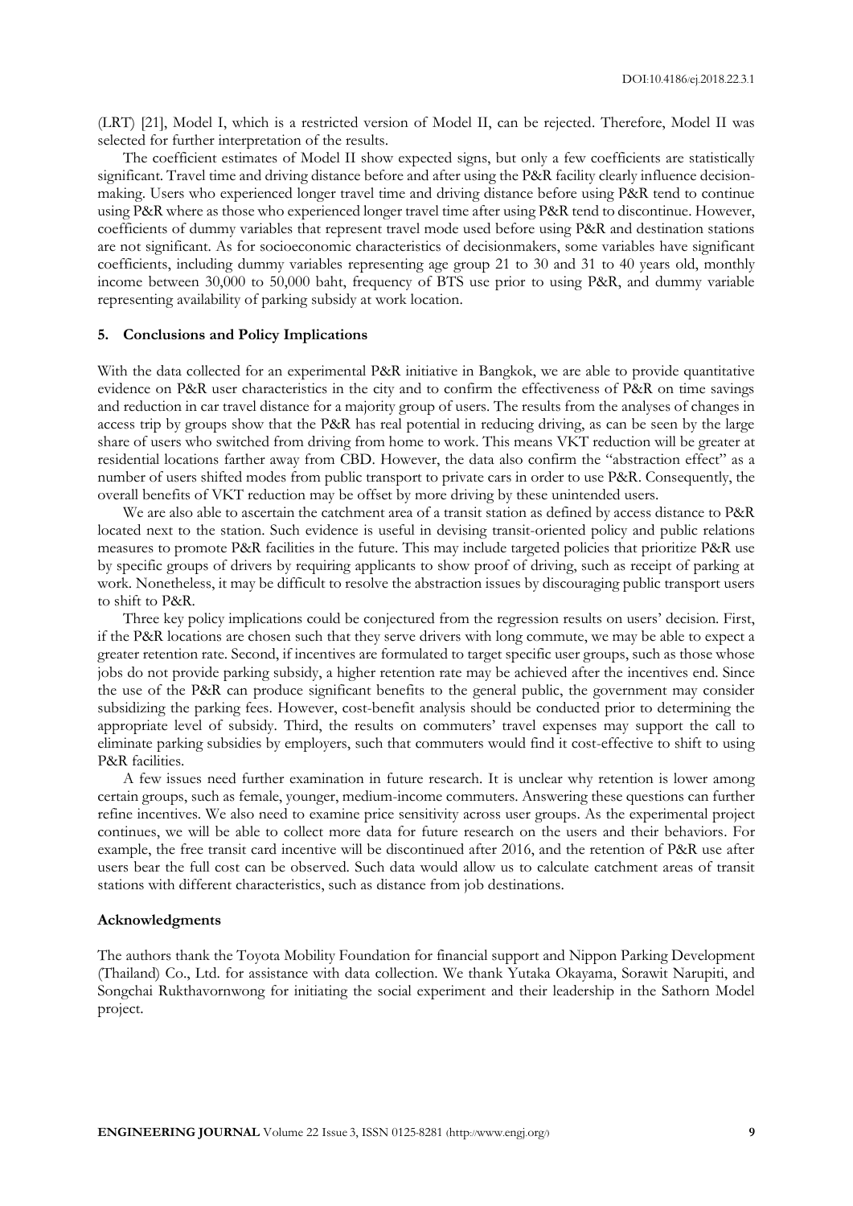(LRT) [21], Model I, which is a restricted version of Model II, can be rejected. Therefore, Model II was selected for further interpretation of the results.

The coefficient estimates of Model II show expected signs, but only a few coefficients are statistically significant. Travel time and driving distance before and after using the P&R facility clearly influence decision-making. Users who experienced longer travel time and driving distance before using P&R tend to continue using P&R where as those who experienced longer travel time after using P&R tend to discontinue. However, coefficients of dummy variables that represent travel mode used before using P&R and destination stations are not significant. As for socioeconomic characteristics of decisionmakers, some variables have significant coefficients, including dummy variables representing age group 21 to 30 and 31 to 40 years old, monthly income between 30,000 to 50,000 baht, frequency of BTS use prior to using P&R, and dummy variable representing availability of parking subsidy at work location.

## 5. Conclusions and Policy Implications

With the data collected for an experimental P&R initiative in Bangkok, we are able to provide quantitative evidence on P&R user characteristics in the city and to confirm the effectiveness of P&R on time savings and reduction in car travel distance for a majority group of users. The results from the analyses of changes in access trip by groups show that the P&R has real potential in reducing driving, as can be seen by the large share of users who switched from driving from home to work. This means VKT reduction will be greater at residential locations farther away from CBD. However, the data also confirm the "abstraction effect" as a number of users shifted modes from public transport to private cars in order to use P&R. Consequently, the overall benefits of VKT reduction may be offset by more driving by these unintended users.

We are also able to ascertain the catchment area of a transit station as defined by access distance to P&R located next to the station. Such evidence is useful in devising transit-oriented policy and public relations measures to promote P&R facilities in the future. This may include targeted policies that prioritize P&R use by specific groups of drivers by requiring applicants to show proof of driving, such as receipt of parking at work. Nonetheless, it may be difficult to resolve the abstraction issues by discouraging public transport users to shift to P&R.

Three key policy implications could be conjectured from the regression results on users' decision. First, if the P&R locations are chosen such that they serve drivers with long commute, we may be able to expect a greater retention rate. Second, if incentives are formulated to target specific user groups, such as those whose jobs do not provide parking subsidy, a higher retention rate may be achieved after the incentives end. Since the use of the P&R can produce significant benefits to the general public, the government may consider subsidizing the parking fees. However, cost-benefit analysis should be conducted prior to determining the appropriate level of subsidy. Third, the results on commuters' travel expenses may support the call to eliminate parking subsidies by employers, such that commuters would find it cost-effective to shift to using P&R facilities.

A few issues need further examination in future research. It is unclear why retention is lower among certain groups, such as female, younger, medium-income commuters. Answering these questions can further refine incentives. We also need to examine price sensitivity across user groups. As the experimental project continues, we will be able to collect more data for future research on the users and their behaviors. For example, the free transit card incentive will be discontinued after 2016, and the retention of P&R use after users bear the full cost can be observed. Such data would allow us to calculate catchment areas of transit stations with different characteristics, such as distance from job destinations.

## Acknowledgments

The authors thank the Toyota Mobility Foundation for financial support and Nippon Parking Development (Thailand) Co., Ltd. for assistance with data collection. We thank Yutaka Okayama, Sorawit Narupiti, and Songchai Rukthavornwong for initiating the social experiment and their leadership in the Sathorn Model project.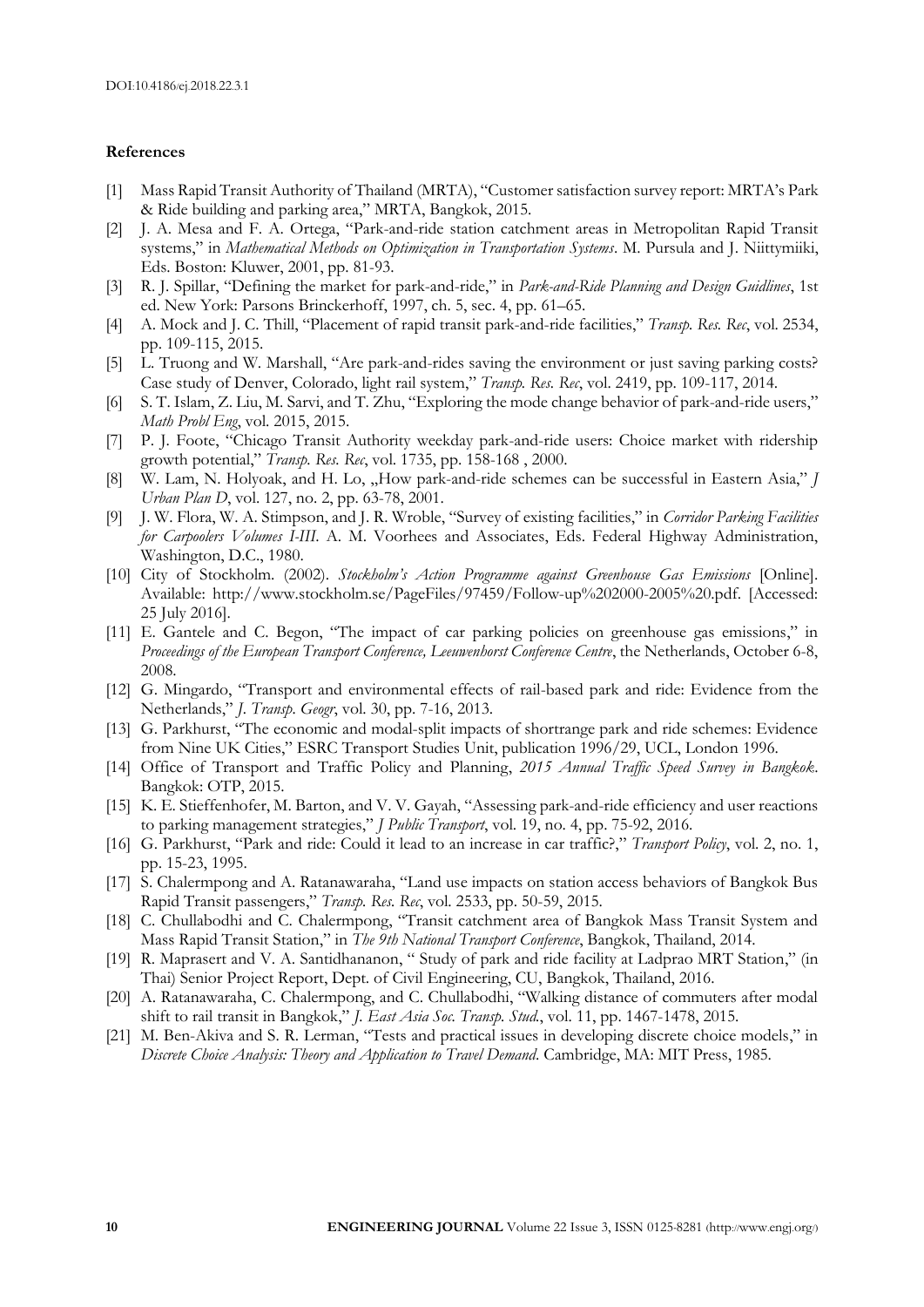**References**

[1] Mass Rapid Transit Authority of Thailand (MRTA), "Customer satisfaction survey report: MRTA's Park & Ride building and parking area," MRTA, Bangkok, 2015.

[2] J. A. Mesa and F. A. Ortega, "Park-and-ride station catchment areas in Metropolitan Rapid Transit systems," in *Mathematical Methods on Optimization in Transportation Systems*. M. Pursula and J. Niittymiiki, Eds. Boston: Kluwer, 2001, pp. 81-93.

[3] R. J. Spillar, "Defining the market for park-and-ride," in *Park-and-Ride Planning and Design Guidlines*, 1st ed. New York: Parsons Brinckerhoff, 1997, ch. 5, sec. 4, pp. 61–65.

[4] A. Mock and J. C. Thill, "Placement of rapid transit park-and-ride facilities," *Transp. Res. Rec*, vol. 2534, pp. 109-115, 2015.

[5] L. Truong and W. Marshall, "Are park-and-rides saving the environment or just saving parking costs? Case study of Denver, Colorado, light rail system," *Transp. Res. Rec*, vol. 2419, pp. 109-117, 2014.

[6] S. T. Islam, Z. Liu, M. Sarvi, and T. Zhu, "Exploring the mode change behavior of park-and-ride users," *Math Probl Eng*, vol. 2015, 2015.

[7] P. J. Foote, "Chicago Transit Authority weekday park-and-ride users: Choice market with ridership growth potential," *Transp. Res. Rec*, vol. 1735, pp. 158-168 , 2000.

[8] W. Lam, N. Holyoak, and H. Lo, „How park-and-ride schemes can be successful in Eastern Asia," *J Urban Plan D*, vol. 127, no. 2, pp. 63-78, 2001.

[9] J. W. Flora, W. A. Stimpson, and J. R. Wroble, "Survey of existing facilities," in *Corridor Parking Facilities for Carpoolers Volumes I-III*. A. M. Voorhees and Associates, Eds. Federal Highway Administration, Washington, D.C., 1980.

[10] City of Stockholm. (2002). *Stockholm's Action Programme against Greenhouse Gas Emissions* [Online]. Available: http://www.stockholm.se/PageFiles/97459/Follow-up%202000-2005%20.pdf. [Accessed: 25 July 2016].

[11] E. Gantele and C. Begon, "The impact of car parking policies on greenhouse gas emissions," in *Proceedings of the European Transport Conference, Leeuwenhorst Conference Centre*, the Netherlands, October 6-8, 2008.

[12] G. Mingardo, "Transport and environmental effects of rail-based park and ride: Evidence from the Netherlands," *J. Transp. Geogr*, vol. 30, pp. 7-16, 2013.

[13] G. Parkhurst, "The economic and modal-split impacts of shortrange park and ride schemes: Evidence from Nine UK Cities," ESRC Transport Studies Unit, publication 1996/29, UCL, London 1996.

[14] Office of Transport and Traffic Policy and Planning, *2015 Annual Traffic Speed Survey in Bangkok*. Bangkok: OTP, 2015.

[15] K. E. Stieffenhofer, M. Barton, and V. V. Gayah, "Assessing park-and-ride efficiency and user reactions to parking management strategies," *J Public Transport*, vol. 19, no. 4, pp. 75-92, 2016.

[16] G. Parkhurst, "Park and ride: Could it lead to an increase in car traffic?," *Transport Policy*, vol. 2, no. 1, pp. 15-23, 1995.

[17] S. Chalermpong and A. Ratanawaraha, "Land use impacts on station access behaviors of Bangkok Bus Rapid Transit passengers," *Transp. Res. Rec*, vol. 2533, pp. 50-59, 2015.

[18] C. Chullabodhi and C. Chalermpong, "Transit catchment area of Bangkok Mass Transit System and Mass Rapid Transit Station," in *The 9th National Transport Conference*, Bangkok, Thailand, 2014.

[19] R. Maprasert and V. A. Santidhananon, " Study of park and ride facility at Ladprao MRT Station," (in Thai) Senior Project Report, Dept. of Civil Engineering, CU, Bangkok, Thailand, 2016.

[20] A. Ratanawaraha, C. Chalermpong, and C. Chullabodhi, "Walking distance of commuters after modal shift to rail transit in Bangkok," *J. East Asia Soc. Transp. Stud.*, vol. 11, pp. 1467-1478, 2015.

[21] M. Ben-Akiva and S. R. Lerman, "Tests and practical issues in developing discrete choice models," in *Discrete Choice Analysis: Theory and Application to Travel Demand*. Cambridge, MA: MIT Press, 1985.